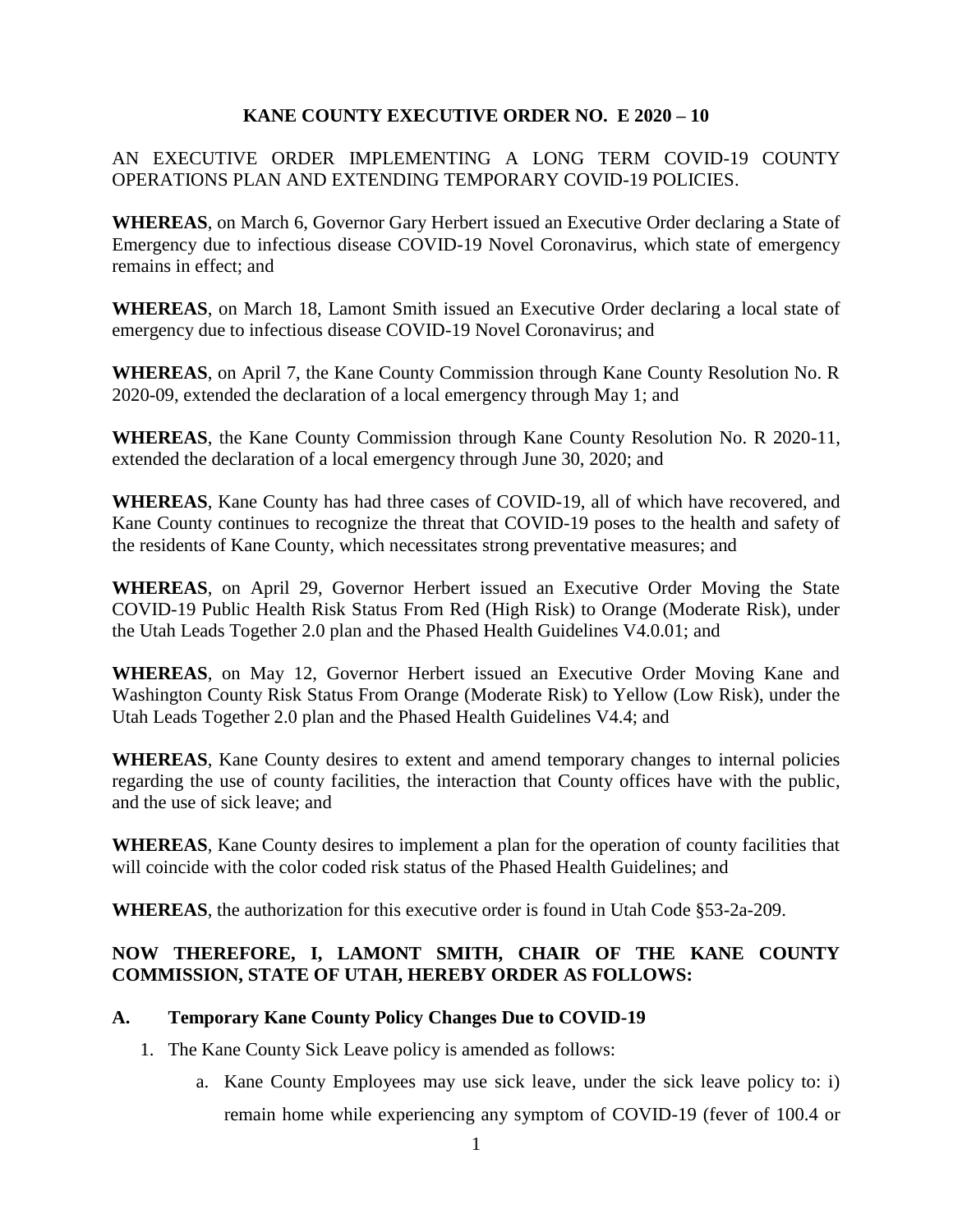# KANE COUNTY EXECUTIVE ORDER NO. E 2020 – 10

AN EXECUTIVE ORDER IMPLEMENTING A LONG TERM COVID-19 COUNTY OPERATIONS PLAN AND EXTENDING TEMPORARY COVID-19 POLICIES.

**WHEREAS**, on March 6, Governor Gary Herbert issued an Executive Order declaring a State of Emergency due to infectious disease COVID-19 Novel Coronavirus, which state of emergency remains in effect; and

**WHEREAS**, on March 18, Lamont Smith issued an Executive Order declaring a local state of emergency due to infectious disease COVID-19 Novel Coronavirus; and

**WHEREAS**, on April 7, the Kane County Commission through Kane County Resolution No. R 2020-09, extended the declaration of a local emergency through May 1; and

**WHEREAS**, the Kane County Commission through Kane County Resolution No. R 2020-11, extended the declaration of a local emergency through June 30, 2020; and

**WHEREAS**, Kane County has had three cases of COVID-19, all of which have recovered, and Kane County continues to recognize the threat that COVID-19 poses to the health and safety of the residents of Kane County, which necessitates strong preventative measures; and

**WHEREAS**, on April 29, Governor Herbert issued an Executive Order Moving the State COVID-19 Public Health Risk Status From Red (High Risk) to Orange (Moderate Risk), under the Utah Leads Together 2.0 plan and the Phased Health Guidelines V4.0.01; and

**WHEREAS**, on May 12, Governor Herbert issued an Executive Order Moving Kane and Washington County Risk Status From Orange (Moderate Risk) to Yellow (Low Risk), under the Utah Leads Together 2.0 plan and the Phased Health Guidelines V4.4; and

**WHEREAS**, Kane County desires to extent and amend temporary changes to internal policies regarding the use of county facilities, the interaction that County offices have with the public, and the use of sick leave; and

**WHEREAS**, Kane County desires to implement a plan for the operation of county facilities that will coincide with the color coded risk status of the Phased Health Guidelines; and

**WHEREAS**, the authorization for this executive order is found in Utah Code §53-2a-209.

**NOW THEREFORE, I, LAMONT SMITH, CHAIR OF THE KANE COUNTY COMMISSION, STATE OF UTAH, HEREBY ORDER AS FOLLOWS:**

## A. Temporary Kane County Policy Changes Due to COVID-19

1. The Kane County Sick Leave policy is amended as follows:
   a. Kane County Employees may use sick leave, under the sick leave policy to: i) remain home while experiencing any symptom of COVID-19 (fever of 100.4 or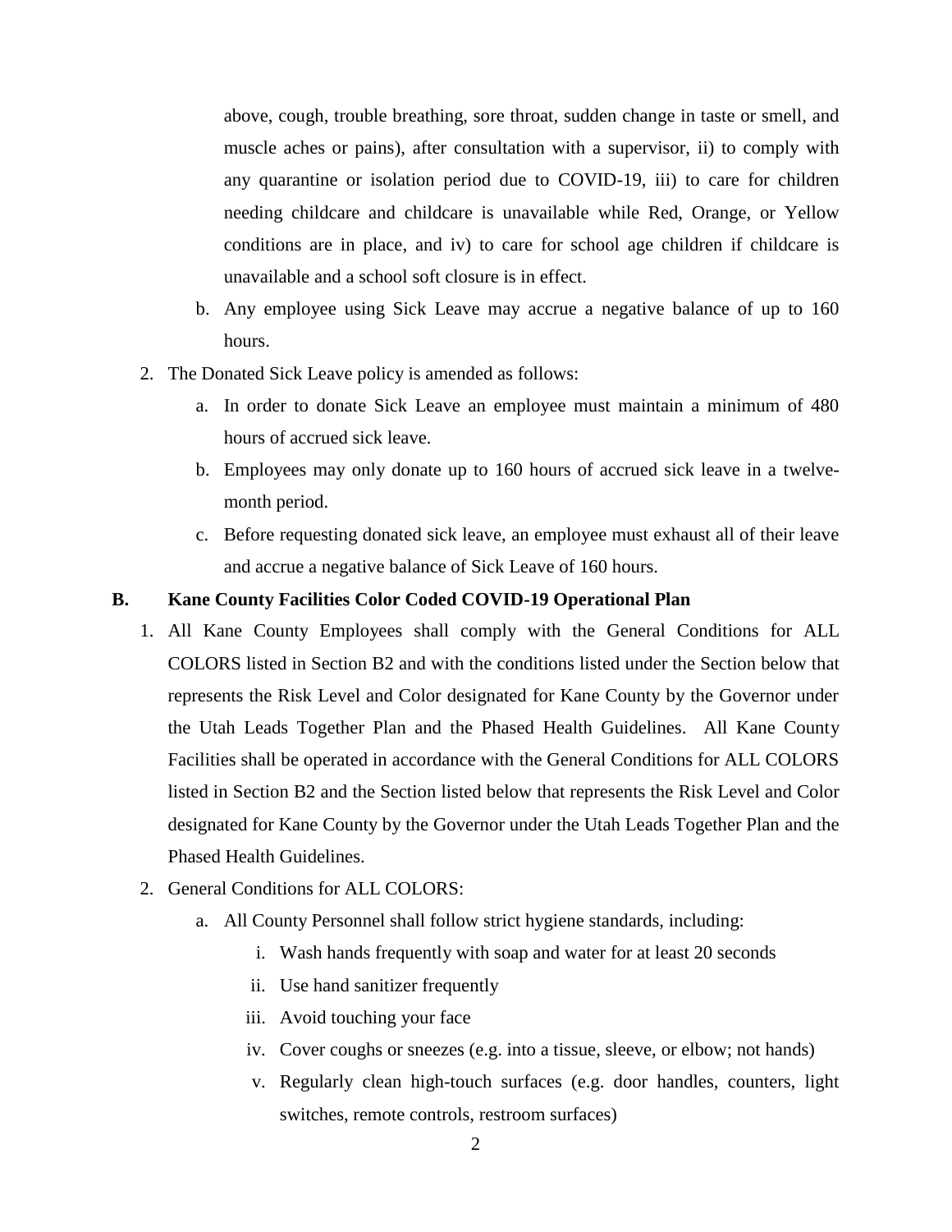above, cough, trouble breathing, sore throat, sudden change in taste or smell, and muscle aches or pains), after consultation with a supervisor, ii) to comply with any quarantine or isolation period due to COVID-19, iii) to care for children needing childcare and childcare is unavailable while Red, Orange, or Yellow conditions are in place, and iv) to care for school age children if childcare is unavailable and a school soft closure is in effect.

   b. Any employee using Sick Leave may accrue a negative balance of up to 160 hours.

2. The Donated Sick Leave policy is amended as follows:
   a. In order to donate Sick Leave an employee must maintain a minimum of 480 hours of accrued sick leave.
   b. Employees may only donate up to 160 hours of accrued sick leave in a twelve-month period.
   c. Before requesting donated sick leave, an employee must exhaust all of their leave and accrue a negative balance of Sick Leave of 160 hours.

**B. Kane County Facilities Color Coded COVID-19 Operational Plan**

1. All Kane County Employees shall comply with the General Conditions for ALL COLORS listed in Section B2 and with the conditions listed under the Section below that represents the Risk Level and Color designated for Kane County by the Governor under the Utah Leads Together Plan and the Phased Health Guidelines. All Kane County Facilities shall be operated in accordance with the General Conditions for ALL COLORS listed in Section B2 and the Section listed below that represents the Risk Level and Color designated for Kane County by the Governor under the Utah Leads Together Plan and the Phased Health Guidelines.
2. General Conditions for ALL COLORS:
   a. All County Personnel shall follow strict hygiene standards, including:
      i. Wash hands frequently with soap and water for at least 20 seconds
      ii. Use hand sanitizer frequently
      iii. Avoid touching your face
      iv. Cover coughs or sneezes (e.g. into a tissue, sleeve, or elbow; not hands)
      v. Regularly clean high-touch surfaces (e.g. door handles, counters, light switches, remote controls, restroom surfaces)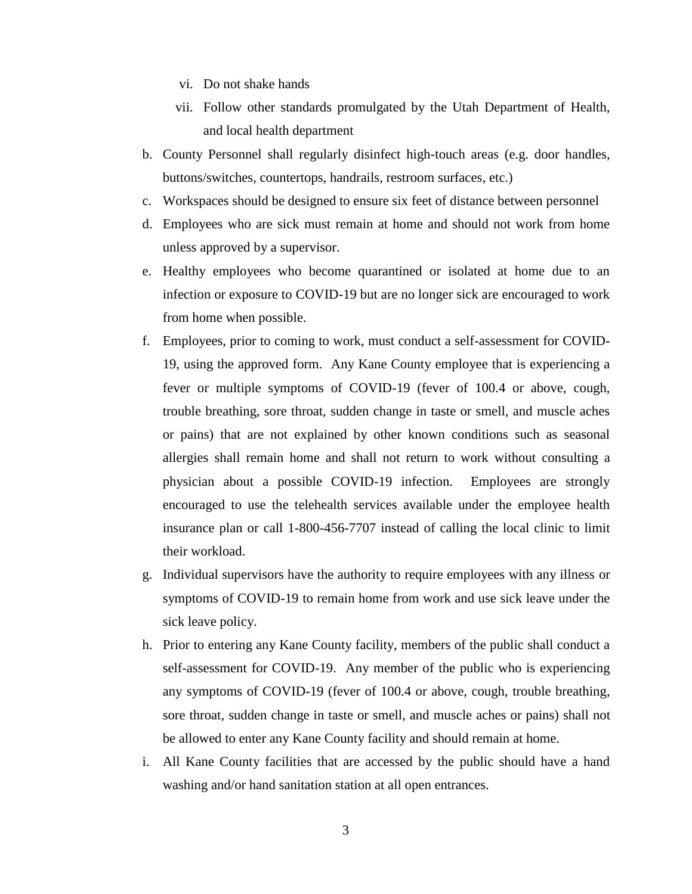vi. Do not shake hands
  vii. Follow other standards promulgated by the Utah Department of Health, and local health department

b. County Personnel shall regularly disinfect high-touch areas (e.g. door handles, buttons/switches, countertops, handrails, restroom surfaces, etc.)

c. Workspaces should be designed to ensure six feet of distance between personnel

d. Employees who are sick must remain at home and should not work from home unless approved by a supervisor.

e. Healthy employees who become quarantined or isolated at home due to an infection or exposure to COVID-19 but are no longer sick are encouraged to work from home when possible.

f. Employees, prior to coming to work, must conduct a self-assessment for COVID-19, using the approved form. Any Kane County employee that is experiencing a fever or multiple symptoms of COVID-19 (fever of 100.4 or above, cough, trouble breathing, sore throat, sudden change in taste or smell, and muscle aches or pains) that are not explained by other known conditions such as seasonal allergies shall remain home and shall not return to work without consulting a physician about a possible COVID-19 infection. Employees are strongly encouraged to use the telehealth services available under the employee health insurance plan or call 1-800-456-7707 instead of calling the local clinic to limit their workload.

g. Individual supervisors have the authority to require employees with any illness or symptoms of COVID-19 to remain home from work and use sick leave under the sick leave policy.

h. Prior to entering any Kane County facility, members of the public shall conduct a self-assessment for COVID-19. Any member of the public who is experiencing any symptoms of COVID-19 (fever of 100.4 or above, cough, trouble breathing, sore throat, sudden change in taste or smell, and muscle aches or pains) shall not be allowed to enter any Kane County facility and should remain at home.

i. All Kane County facilities that are accessed by the public should have a hand washing and/or hand sanitation station at all open entrances.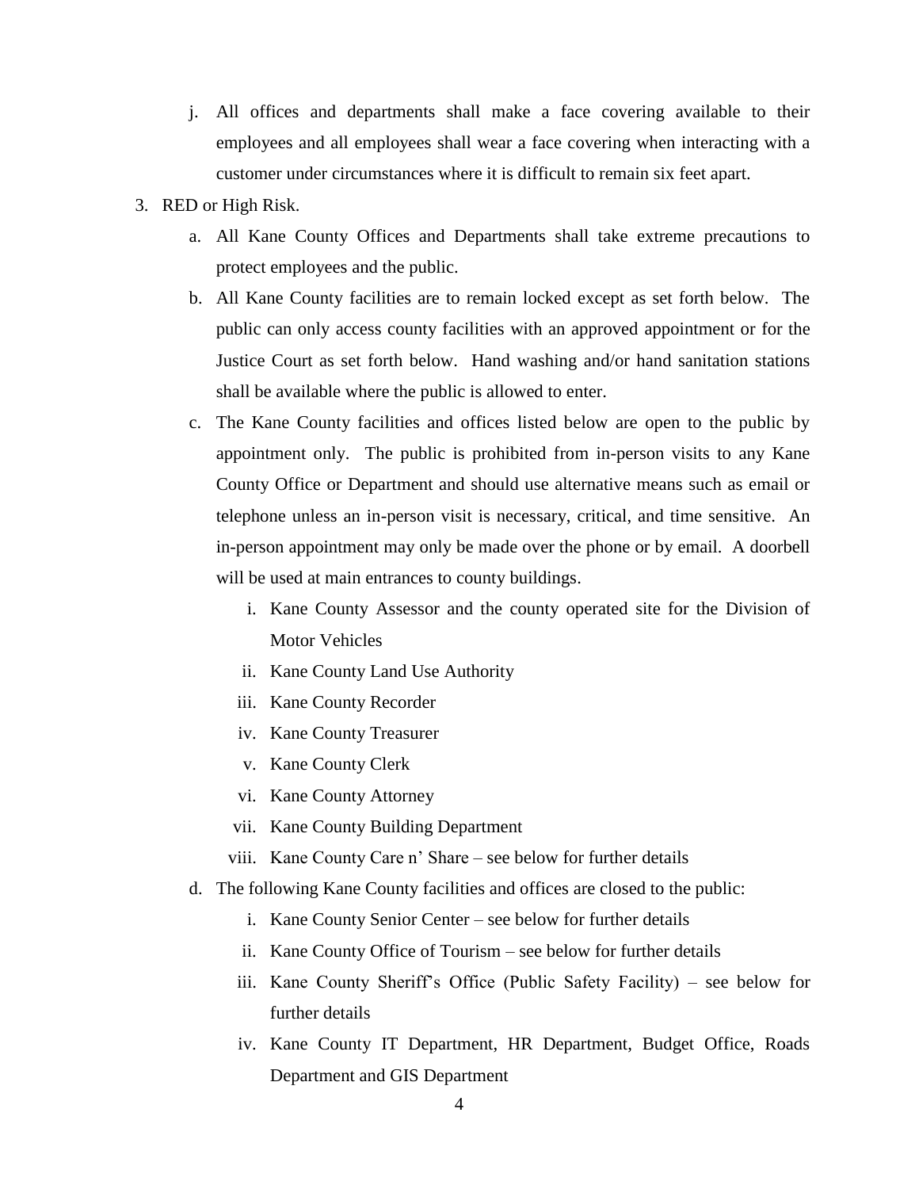j. All offices and departments shall make a face covering available to their employees and all employees shall wear a face covering when interacting with a customer under circumstances where it is difficult to remain six feet apart.

3. RED or High Risk.

   a. All Kane County Offices and Departments shall take extreme precautions to protect employees and the public.

   b. All Kane County facilities are to remain locked except as set forth below. The public can only access county facilities with an approved appointment or for the Justice Court as set forth below. Hand washing and/or hand sanitation stations shall be available where the public is allowed to enter.

   c. The Kane County facilities and offices listed below are open to the public by appointment only. The public is prohibited from in-person visits to any Kane County Office or Department and should use alternative means such as email or telephone unless an in-person visit is necessary, critical, and time sensitive. An in-person appointment may only be made over the phone or by email. A doorbell will be used at main entrances to county buildings.

      i. Kane County Assessor and the county operated site for the Division of Motor Vehicles
      ii. Kane County Land Use Authority
      iii. Kane County Recorder
      iv. Kane County Treasurer
      v. Kane County Clerk
      vi. Kane County Attorney
      vii. Kane County Building Department
      viii. Kane County Care n' Share – see below for further details

   d. The following Kane County facilities and offices are closed to the public:

      i. Kane County Senior Center – see below for further details
      ii. Kane County Office of Tourism – see below for further details
      iii. Kane County Sheriff's Office (Public Safety Facility) – see below for further details
      iv. Kane County IT Department, HR Department, Budget Office, Roads Department and GIS Department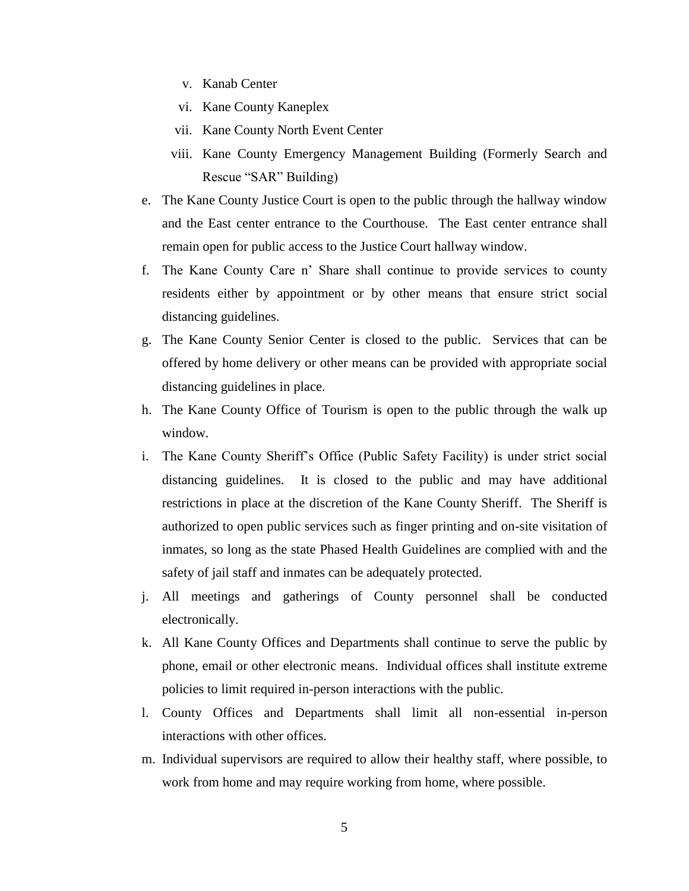v. Kanab Center
    vi. Kane County Kaneplex
    vii. Kane County North Event Center
    viii. Kane County Emergency Management Building (Formerly Search and Rescue "SAR" Building)

e. The Kane County Justice Court is open to the public through the hallway window and the East center entrance to the Courthouse. The East center entrance shall remain open for public access to the Justice Court hallway window.

f. The Kane County Care n' Share shall continue to provide services to county residents either by appointment or by other means that ensure strict social distancing guidelines.

g. The Kane County Senior Center is closed to the public. Services that can be offered by home delivery or other means can be provided with appropriate social distancing guidelines in place.

h. The Kane County Office of Tourism is open to the public through the walk up window.

i. The Kane County Sheriff's Office (Public Safety Facility) is under strict social distancing guidelines. It is closed to the public and may have additional restrictions in place at the discretion of the Kane County Sheriff. The Sheriff is authorized to open public services such as finger printing and on-site visitation of inmates, so long as the state Phased Health Guidelines are complied with and the safety of jail staff and inmates can be adequately protected.

j. All meetings and gatherings of County personnel shall be conducted electronically.

k. All Kane County Offices and Departments shall continue to serve the public by phone, email or other electronic means. Individual offices shall institute extreme policies to limit required in-person interactions with the public.

l. County Offices and Departments shall limit all non-essential in-person interactions with other offices.

m. Individual supervisors are required to allow their healthy staff, where possible, to work from home and may require working from home, where possible.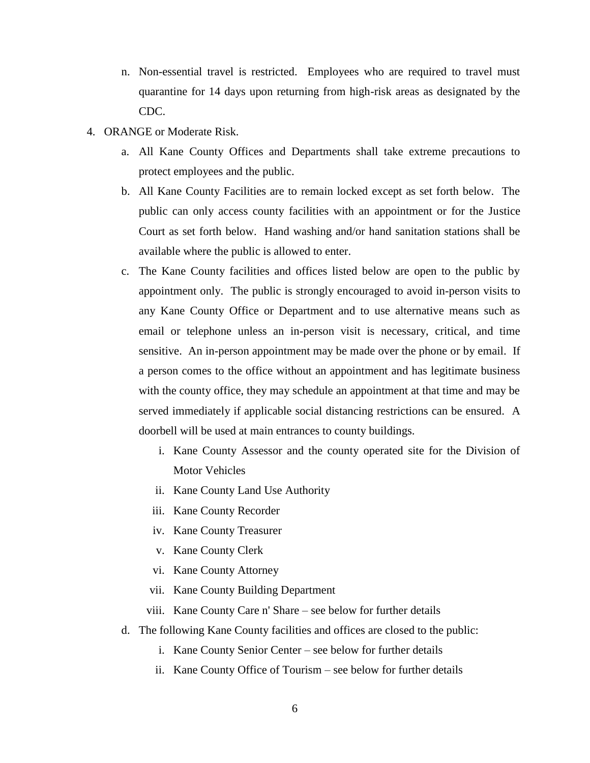n. Non-essential travel is restricted. Employees who are required to travel must quarantine for 14 days upon returning from high-risk areas as designated by the CDC.

4. ORANGE or Moderate Risk.
   a. All Kane County Offices and Departments shall take extreme precautions to protect employees and the public.
   b. All Kane County Facilities are to remain locked except as set forth below. The public can only access county facilities with an appointment or for the Justice Court as set forth below. Hand washing and/or hand sanitation stations shall be available where the public is allowed to enter.
   c. The Kane County facilities and offices listed below are open to the public by appointment only. The public is strongly encouraged to avoid in-person visits to any Kane County Office or Department and to use alternative means such as email or telephone unless an in-person visit is necessary, critical, and time sensitive. An in-person appointment may be made over the phone or by email. If a person comes to the office without an appointment and has legitimate business with the county office, they may schedule an appointment at that time and may be served immediately if applicable social distancing restrictions can be ensured. A doorbell will be used at main entrances to county buildings.
      i. Kane County Assessor and the county operated site for the Division of Motor Vehicles
      ii. Kane County Land Use Authority
      iii. Kane County Recorder
      iv. Kane County Treasurer
      v. Kane County Clerk
      vi. Kane County Attorney
      vii. Kane County Building Department
      viii. Kane County Care n' Share – see below for further details
   d. The following Kane County facilities and offices are closed to the public:
      i. Kane County Senior Center – see below for further details
      ii. Kane County Office of Tourism – see below for further details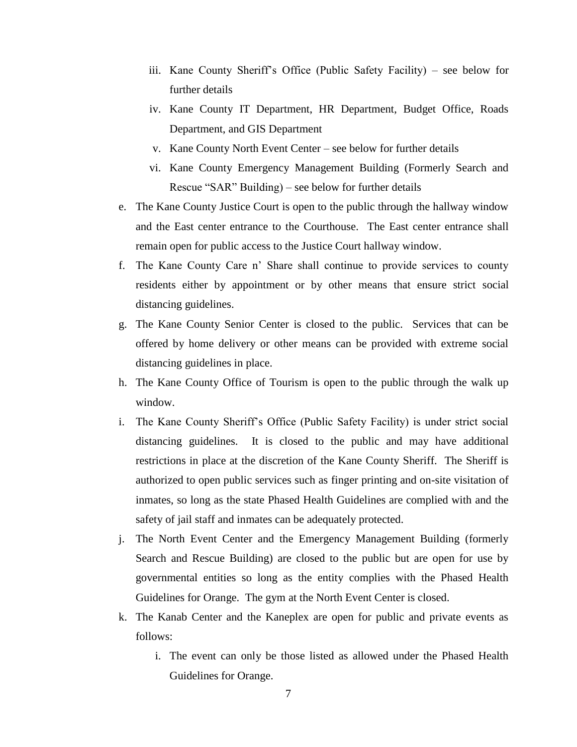iii. Kane County Sheriff's Office (Public Safety Facility) – see below for further details
   iv. Kane County IT Department, HR Department, Budget Office, Roads Department, and GIS Department
   v. Kane County North Event Center – see below for further details
   vi. Kane County Emergency Management Building (Formerly Search and Rescue "SAR" Building) – see below for further details

e. The Kane County Justice Court is open to the public through the hallway window and the East center entrance to the Courthouse. The East center entrance shall remain open for public access to the Justice Court hallway window.

f. The Kane County Care n' Share shall continue to provide services to county residents either by appointment or by other means that ensure strict social distancing guidelines.

g. The Kane County Senior Center is closed to the public. Services that can be offered by home delivery or other means can be provided with extreme social distancing guidelines in place.

h. The Kane County Office of Tourism is open to the public through the walk up window.

i. The Kane County Sheriff's Office (Public Safety Facility) is under strict social distancing guidelines. It is closed to the public and may have additional restrictions in place at the discretion of the Kane County Sheriff. The Sheriff is authorized to open public services such as finger printing and on-site visitation of inmates, so long as the state Phased Health Guidelines are complied with and the safety of jail staff and inmates can be adequately protected.

j. The North Event Center and the Emergency Management Building (formerly Search and Rescue Building) are closed to the public but are open for use by governmental entities so long as the entity complies with the Phased Health Guidelines for Orange. The gym at the North Event Center is closed.

k. The Kanab Center and the Kaneplex are open for public and private events as follows:

   i. The event can only be those listed as allowed under the Phased Health Guidelines for Orange.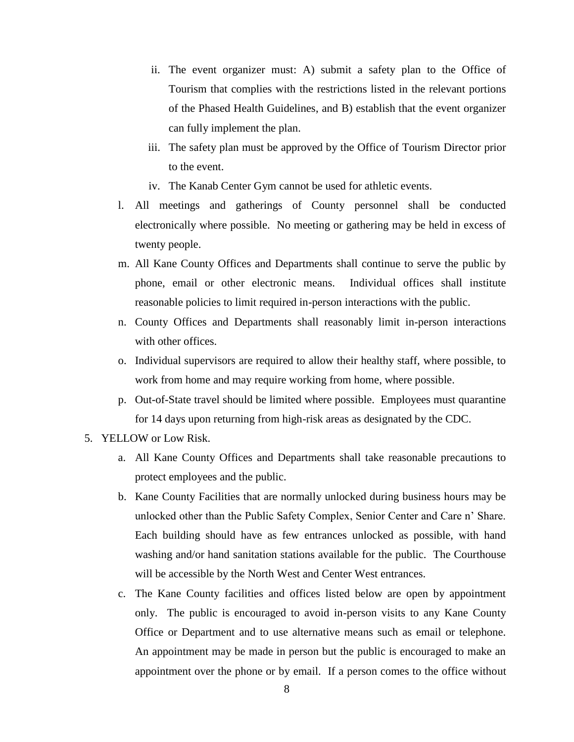ii. The event organizer must: A) submit a safety plan to the Office of Tourism that complies with the restrictions listed in the relevant portions of the Phased Health Guidelines, and B) establish that the event organizer can fully implement the plan.

iii. The safety plan must be approved by the Office of Tourism Director prior to the event.

iv. The Kanab Center Gym cannot be used for athletic events.

l. All meetings and gatherings of County personnel shall be conducted electronically where possible. No meeting or gathering may be held in excess of twenty people.

m. All Kane County Offices and Departments shall continue to serve the public by phone, email or other electronic means. Individual offices shall institute reasonable policies to limit required in-person interactions with the public.

n. County Offices and Departments shall reasonably limit in-person interactions with other offices.

o. Individual supervisors are required to allow their healthy staff, where possible, to work from home and may require working from home, where possible.

p. Out-of-State travel should be limited where possible. Employees must quarantine for 14 days upon returning from high-risk areas as designated by the CDC.

5. YELLOW or Low Risk.

   a. All Kane County Offices and Departments shall take reasonable precautions to protect employees and the public.

   b. Kane County Facilities that are normally unlocked during business hours may be unlocked other than the Public Safety Complex, Senior Center and Care n' Share. Each building should have as few entrances unlocked as possible, with hand washing and/or hand sanitation stations available for the public. The Courthouse will be accessible by the North West and Center West entrances.

   c. The Kane County facilities and offices listed below are open by appointment only. The public is encouraged to avoid in-person visits to any Kane County Office or Department and to use alternative means such as email or telephone. An appointment may be made in person but the public is encouraged to make an appointment over the phone or by email. If a person comes to the office without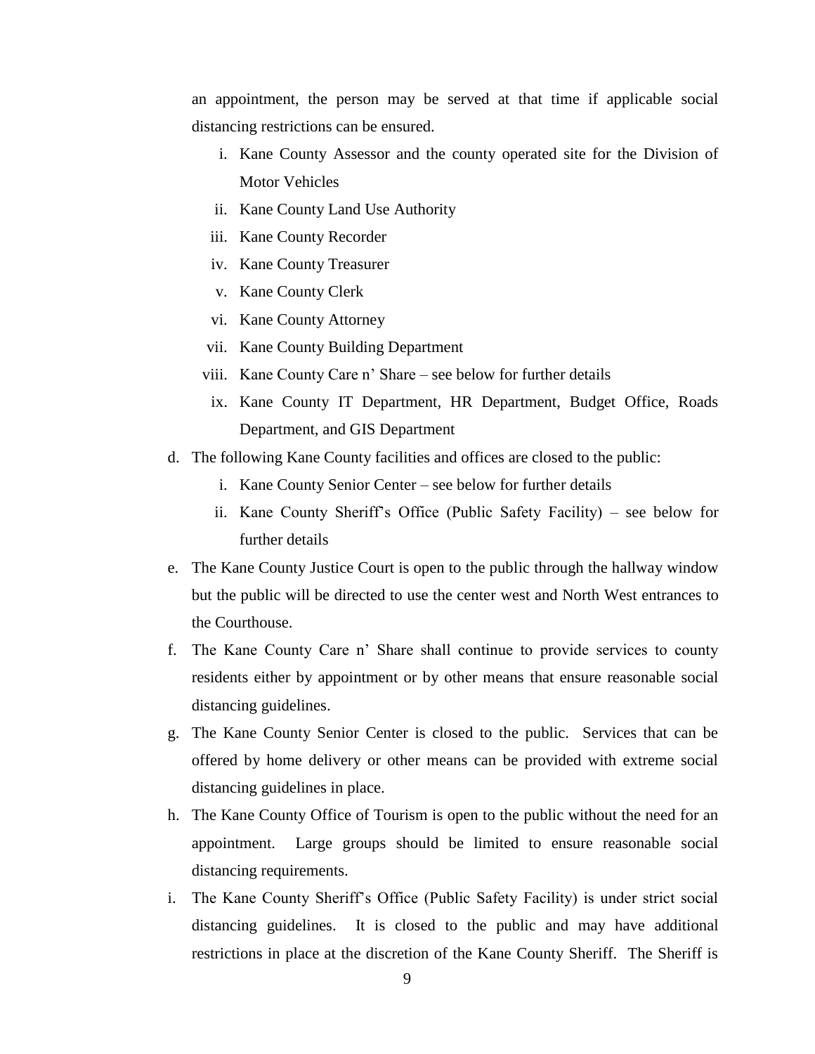an appointment, the person may be served at that time if applicable social distancing restrictions can be ensured.

   i. Kane County Assessor and the county operated site for the Division of Motor Vehicles
   ii. Kane County Land Use Authority
   iii. Kane County Recorder
   iv. Kane County Treasurer
   v. Kane County Clerk
   vi. Kane County Attorney
   vii. Kane County Building Department
   viii. Kane County Care n' Share – see below for further details
   ix. Kane County IT Department, HR Department, Budget Office, Roads Department, and GIS Department

d. The following Kane County facilities and offices are closed to the public:
   i. Kane County Senior Center – see below for further details
   ii. Kane County Sheriff's Office (Public Safety Facility) – see below for further details

e. The Kane County Justice Court is open to the public through the hallway window but the public will be directed to use the center west and North West entrances to the Courthouse.

f. The Kane County Care n' Share shall continue to provide services to county residents either by appointment or by other means that ensure reasonable social distancing guidelines.

g. The Kane County Senior Center is closed to the public. Services that can be offered by home delivery or other means can be provided with extreme social distancing guidelines in place.

h. The Kane County Office of Tourism is open to the public without the need for an appointment. Large groups should be limited to ensure reasonable social distancing requirements.

i. The Kane County Sheriff's Office (Public Safety Facility) is under strict social distancing guidelines. It is closed to the public and may have additional restrictions in place at the discretion of the Kane County Sheriff. The Sheriff is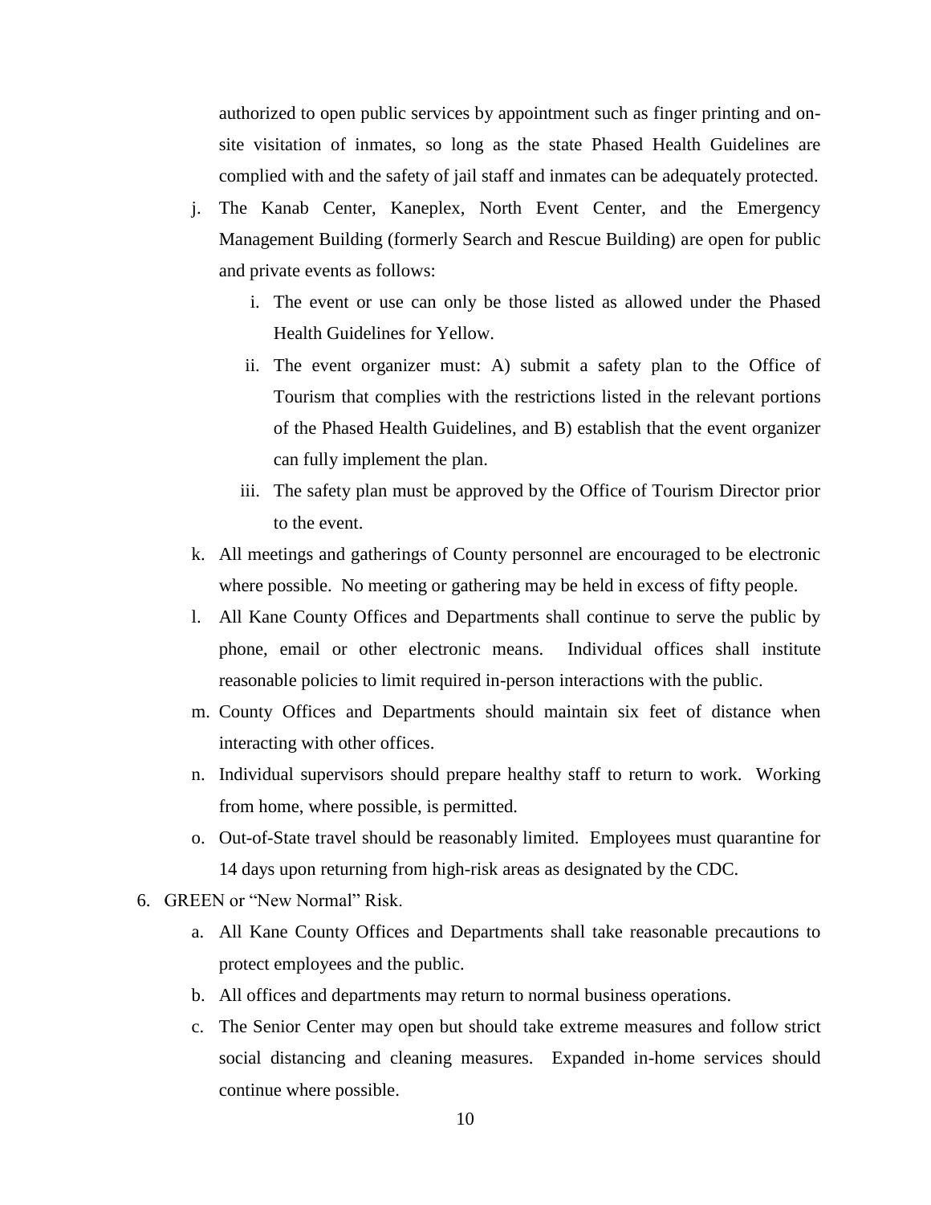authorized to open public services by appointment such as finger printing and on-site visitation of inmates, so long as the state Phased Health Guidelines are complied with and the safety of jail staff and inmates can be adequately protected.

j. The Kanab Center, Kaneplex, North Event Center, and the Emergency Management Building (formerly Search and Rescue Building) are open for public and private events as follows:

   i. The event or use can only be those listed as allowed under the Phased Health Guidelines for Yellow.

   ii. The event organizer must: A) submit a safety plan to the Office of Tourism that complies with the restrictions listed in the relevant portions of the Phased Health Guidelines, and B) establish that the event organizer can fully implement the plan.

   iii. The safety plan must be approved by the Office of Tourism Director prior to the event.

k. All meetings and gatherings of County personnel are encouraged to be electronic where possible. No meeting or gathering may be held in excess of fifty people.

l. All Kane County Offices and Departments shall continue to serve the public by phone, email or other electronic means. Individual offices shall institute reasonable policies to limit required in-person interactions with the public.

m. County Offices and Departments should maintain six feet of distance when interacting with other offices.

n. Individual supervisors should prepare healthy staff to return to work. Working from home, where possible, is permitted.

o. Out-of-State travel should be reasonably limited. Employees must quarantine for 14 days upon returning from high-risk areas as designated by the CDC.

6. GREEN or "New Normal" Risk.

   a. All Kane County Offices and Departments shall take reasonable precautions to protect employees and the public.

   b. All offices and departments may return to normal business operations.

   c. The Senior Center may open but should take extreme measures and follow strict social distancing and cleaning measures. Expanded in-home services should continue where possible.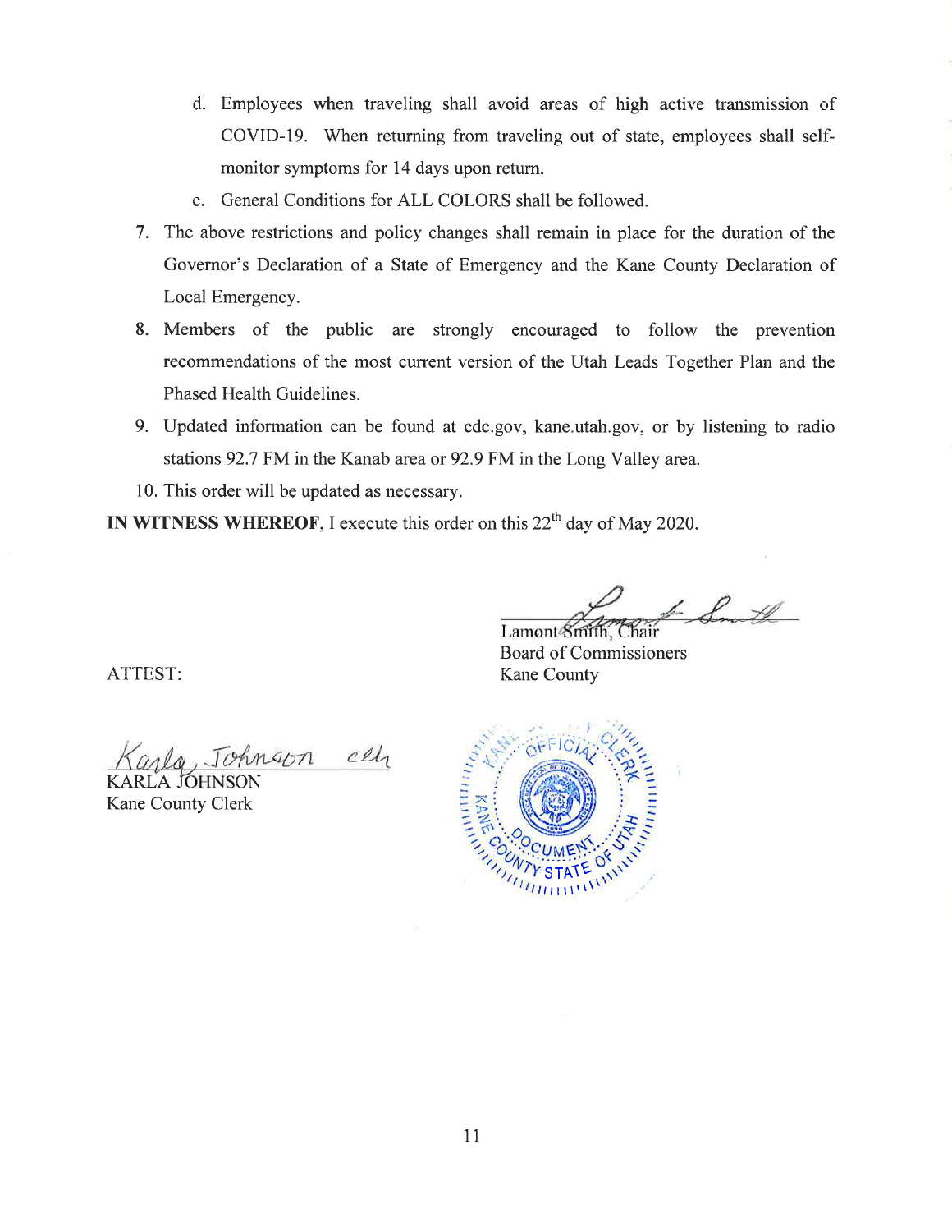d. Employees when traveling shall avoid areas of high active transmission of COVID-19. When returning from traveling out of state, employees shall self-monitor symptoms for 14 days upon return.

e. General Conditions for ALL COLORS shall be followed.

7. The above restrictions and policy changes shall remain in place for the duration of the Governor's Declaration of a State of Emergency and the Kane County Declaration of Local Emergency.
8. Members of the public are strongly encouraged to follow the prevention recommendations of the most current version of the Utah Leads Together Plan and the Phased Health Guidelines.
9. Updated information can be found at cdc.gov, kane.utah.gov, or by listening to radio stations 92.7 FM in the Kanab area or 92.9 FM in the Long Valley area.
10. This order will be updated as necessary.

**IN WITNESS WHEREOF**, I execute this order on this 22[th] day of May 2020.

Lamont Smith, Chair
Board of Commissioners
Kane County

ATTEST:

KARLA JOHNSON
Kane County Clerk